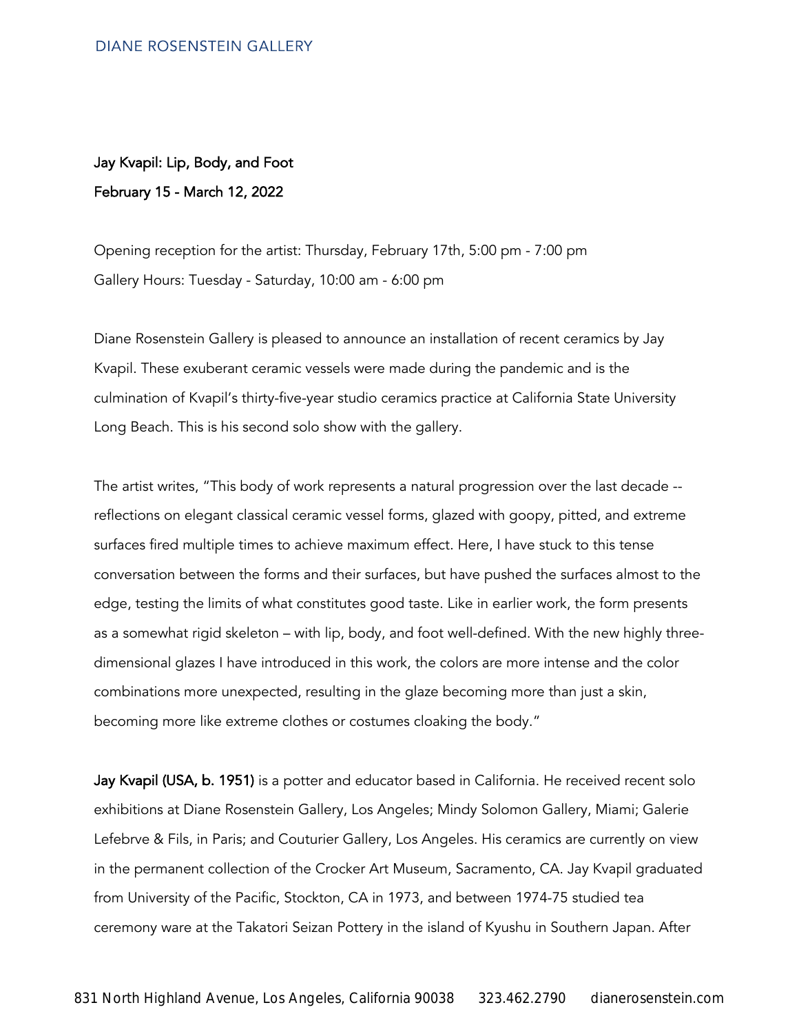**Jay Kvapil: Lip, Body, and Foot**

**February 15 - March 12, 2022**

Opening reception for the artist: Thursday, February 17th, 5:00 pm - 7:00 pm

Gallery Hours: Tuesday - Saturday, 10:00 am - 6:00 pm

Diane Rosenstein Gallery is pleased to announce an installation of recent ceramics by Jay Kvapil. These exuberant ceramic vessels were made during the pandemic and is the culmination of Kvapil's thirty-five-year studio ceramics practice at California State University Long Beach. This is his second solo show with the gallery.

The artist writes, "This body of work represents a natural progression over the last decade -- reflections on elegant classical ceramic vessel forms, glazed with goopy, pitted, and extreme surfaces fired multiple times to achieve maximum effect. Here, I have stuck to this tense conversation between the forms and their surfaces, but have pushed the surfaces almost to the edge, testing the limits of what constitutes good taste. Like in earlier work, the form presents as a somewhat rigid skeleton – with lip, body, and foot well-defined. With the new highly three-dimensional glazes I have introduced in this work, the colors are more intense and the color combinations more unexpected, resulting in the glaze becoming more than just a skin, becoming more like extreme clothes or costumes cloaking the body."

**Jay Kvapil (USA, b. 1951)** is a potter and educator based in California. He received recent solo exhibitions at Diane Rosenstein Gallery, Los Angeles; Mindy Solomon Gallery, Miami; Galerie Lefebrve & Fils, in Paris; and Couturier Gallery, Los Angeles. His ceramics are currently on view in the permanent collection of the Crocker Art Museum, Sacramento, CA. Jay Kvapil graduated from University of the Pacific, Stockton, CA in 1973, and between 1974-75 studied tea ceremony ware at the Takatori Seizan Pottery in the island of Kyushu in Southern Japan. After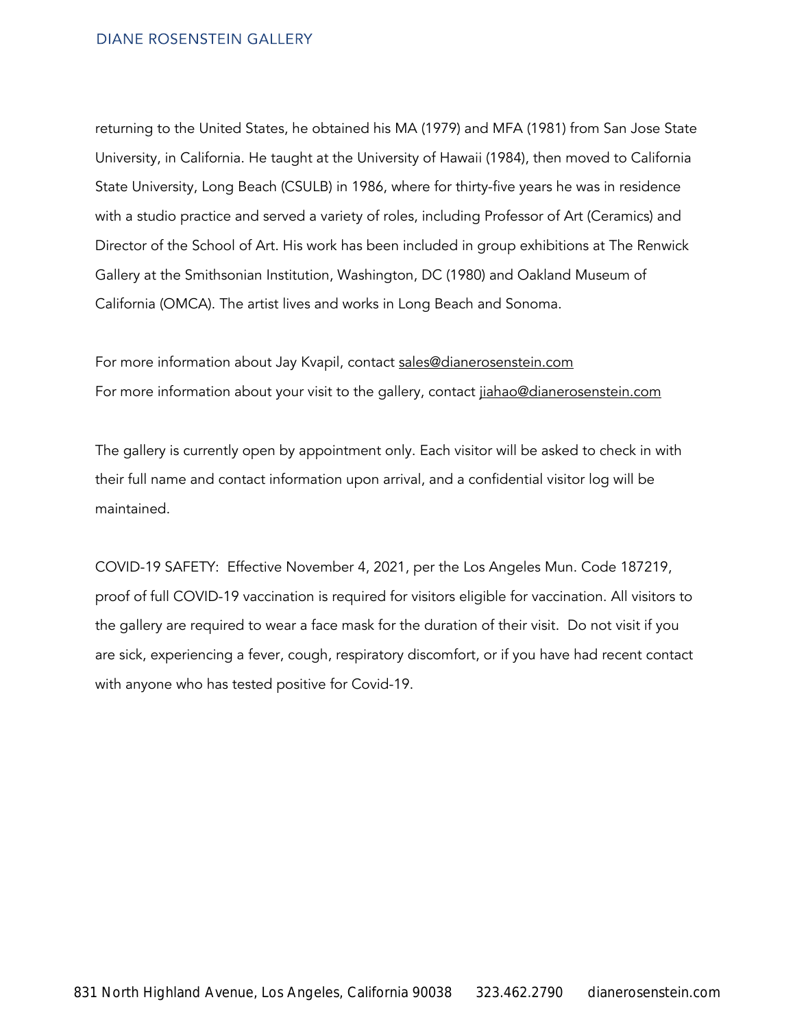returning to the United States, he obtained his MA (1979) and MFA (1981) from San Jose State University, in California. He taught at the University of Hawaii (1984), then moved to California State University, Long Beach (CSULB) in 1986, where for thirty-five years he was in residence with a studio practice and served a variety of roles, including Professor of Art (Ceramics) and Director of the School of Art. His work has been included in group exhibitions at The Renwick Gallery at the Smithsonian Institution, Washington, DC (1980) and Oakland Museum of California (OMCA). The artist lives and works in Long Beach and Sonoma.

For more information about Jay Kvapil, contact sales@dianerosenstein.com
For more information about your visit to the gallery, contact jiahao@dianerosenstein.com

The gallery is currently open by appointment only. Each visitor will be asked to check in with their full name and contact information upon arrival, and a confidential visitor log will be maintained.

COVID-19 SAFETY: Effective November 4, 2021, per the Los Angeles Mun. Code 187219, proof of full COVID-19 vaccination is required for visitors eligible for vaccination. All visitors to the gallery are required to wear a face mask for the duration of their visit. Do not visit if you are sick, experiencing a fever, cough, respiratory discomfort, or if you have had recent contact with anyone who has tested positive for Covid-19.